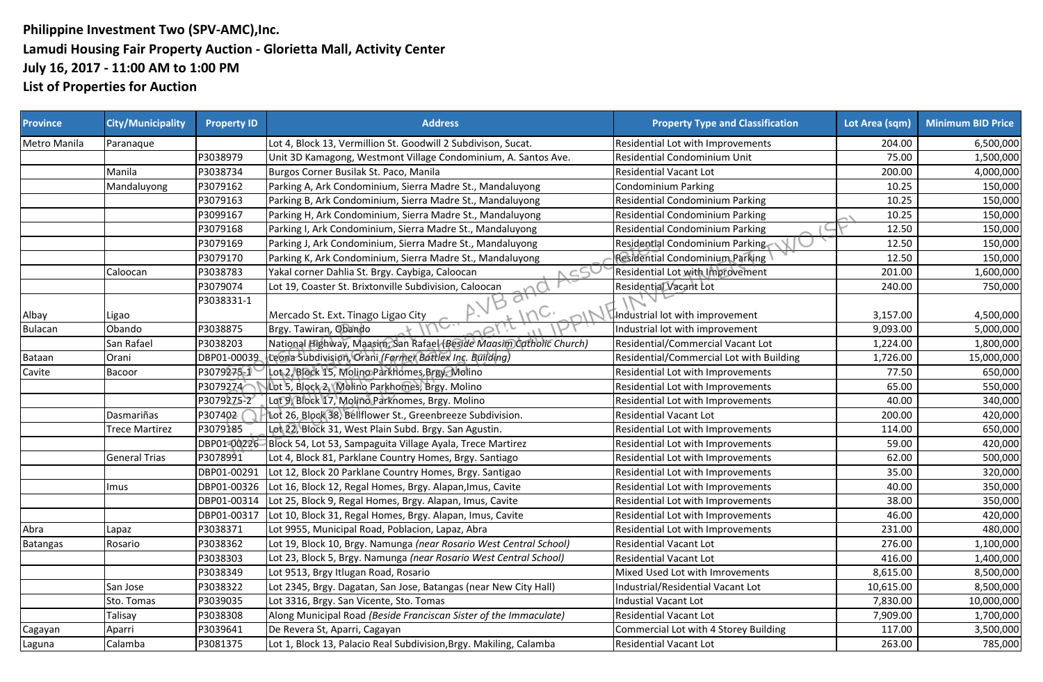**Philippine Investment Two (SPV-AMC),Inc.**
**Lamudi Housing Fair Property Auction - Glorietta Mall, Activity Center**
**July 16, 2017 - 11:00 AM to 1:00 PM**
**List of Properties for Auction**

| Province | City/Municipality | Property ID | Address | Property Type and Classification | Lot Area (sqm) | Minimum BID Price |
|---|---|---|---|---|---|---|
| Metro Manila | Paranaque | | Lot 4, Block 13, Vermillion St. Goodwill 2 Subdivison, Sucat. | Residential Lot with Improvements | 204.00 | 6,500,000 |
| | | P3038979 | Unit 3D Kamagong, Westmont Village Condominium, A. Santos Ave. | Residential Condominium Unit | 75.00 | 1,500,000 |
| | Manila | P3038734 | Burgos Corner Busilak St. Paco, Manila | Residential Vacant Lot | 200.00 | 4,000,000 |
| | Mandaluyong | P3079162 | Parking A, Ark Condominium, Sierra Madre St., Mandaluyong | Condominium Parking | 10.25 | 150,000 |
| | | P3079163 | Parking B, Ark Condominium, Sierra Madre St., Mandaluyong | Residential Condominium Parking | 10.25 | 150,000 |
| | | P3099167 | Parking H, Ark Condominium, Sierra Madre St., Mandaluyong | Residential Condominium Parking | 10.25 | 150,000 |
| | | P3079168 | Parking I, Ark Condominium, Sierra Madre St., Mandaluyong | Residential Condominium Parking | 12.50 | 150,000 |
| | | P3079169 | Parking J, Ark Condominium, Sierra Madre St., Mandaluyong | Residential Condominium Parking | 12.50 | 150,000 |
| | | P3079170 | Parking K, Ark Condominium, Sierra Madre St., Mandaluyong | Residential Condominium Parking | 12.50 | 150,000 |
| | Caloocan | P3038783 | Yakal corner Dahlia St. Brgy. Caybiga, Caloocan | Residential Lot with Improvement | 201.00 | 1,600,000 |
| | | P3079074 | Lot 19, Coaster St. Brixtonville Subdivision, Caloocan | Residential Vacant Lot | 240.00 | 750,000 |
| Albay | Ligao | P3038331-1 | Mercado St. Ext. Tinago Ligao City | Industrial lot with improvement | 3,157.00 | 4,500,000 |
| Bulacan | Obando | P3038875 | Brgy. Tawiran, Obando | Industrial lot with improvement | 9,093.00 | 5,000,000 |
| | San Rafael | P3038203 | National Highway, Maasim, San Rafael *(Beside Maasim Catholic Church)* | Residential/Commercial Vacant Lot | 1,224.00 | 1,800,000 |
| Bataan | Orani | DBP01-00039 | Leona Subdivision, Orani *(Former Battlex Inc. Building)* | Residential/Commercial Lot with Building | 1,726.00 | 15,000,000 |
| Cavite | Bacoor | P3079275-1 | Lot 2, Block 15, Molino Parkhomes,Brgy. Molino | Residential Lot with Improvements | 77.50 | 650,000 |
| | | P3079274 | Lot 5, Block 2, Molino Parkhomes, Brgy. Molino | Residential Lot with Improvements | 65.00 | 550,000 |
| | | P3079275-2 | Lot 9, Block 17, Molino Parknomes, Brgy. Molino | Residential Lot with Improvements | 40.00 | 340,000 |
| | Dasmariñas | P307402 | Lot 26, Block 38, Bellflower St., Greenbreeze Subdivision. | Residential Vacant Lot | 200.00 | 420,000 |
| | Trece Martirez | P3079185 | Lot 22, Block 31, West Plain Subd. Brgy. San Agustin. | Residential Lot with Improvements | 114.00 | 650,000 |
| | | DBP01-00226 | Block 54, Lot 53, Sampaguita Village Ayala, Trece Martirez | Residential Lot with Improvements | 59.00 | 420,000 |
| | General Trias | P3078991 | Lot 4, Block 81, Parklane Country Homes, Brgy. Santiago | Residential Lot with Improvements | 62.00 | 500,000 |
| | | DBP01-00291 | Lot 12, Block 20 Parklane Country Homes, Brgy. Santigao | Residential Lot with Improvements | 35.00 | 320,000 |
| | Imus | DBP01-00326 | Lot 16, Block 12, Regal Homes, Brgy. Alapan,Imus, Cavite | Residential Lot with Improvements | 40.00 | 350,000 |
| | | DBP01-00314 | Lot 25, Block 9, Regal Homes, Brgy. Alapan, Imus, Cavite | Residential Lot with Improvements | 38.00 | 350,000 |
| | | DBP01-00317 | Lot 10, Block 31, Regal Homes, Brgy. Alapan, Imus, Cavite | Residential Lot with Improvements | 46.00 | 420,000 |
| Abra | Lapaz | P3038371 | Lot 9955, Municipal Road, Poblacion, Lapaz, Abra | Residential Lot with Improvements | 231.00 | 480,000 |
| Batangas | Rosario | P3038362 | Lot 19, Block 10, Brgy. Namunga *(near Rosario West Central School)* | Residential Vacant Lot | 276.00 | 1,100,000 |
| | | P3038303 | Lot 23, Block 5, Brgy. Namunga *(near Rosario West Central School)* | Residential Vacant Lot | 416.00 | 1,400,000 |
| | | P3038349 | Lot 9513, Brgy Itlugan Road, Rosario | Mixed Used Lot with Imrovements | 8,615.00 | 8,500,000 |
| | San Jose | P3038322 | Lot 2345, Brgy. Dagatan, San Jose, Batangas (near New City Hall) | Industrial/Residential Vacant Lot | 10,615.00 | 8,500,000 |
| | Sto. Tomas | P3039035 | Lot 3316, Brgy. San Vicente, Sto. Tomas | Industial Vacant Lot | 7,830.00 | 10,000,000 |
| | Talisay | P3038308 | Along Municipal Road *(Beside Franciscan Sister of the Immaculate)* | Residential Vacant Lot | 7,909.00 | 1,700,000 |
| Cagayan | Aparri | P3039641 | De Revera St, Aparri, Cagayan | Commercial Lot with 4 Storey Building | 117.00 | 3,500,000 |
| Laguna | Calamba | P3081375 | Lot 1, Block 13, Palacio Real Subdivision,Brgy. Makiling, Calamba | Residential Vacant Lot | 263.00 | 785,000 |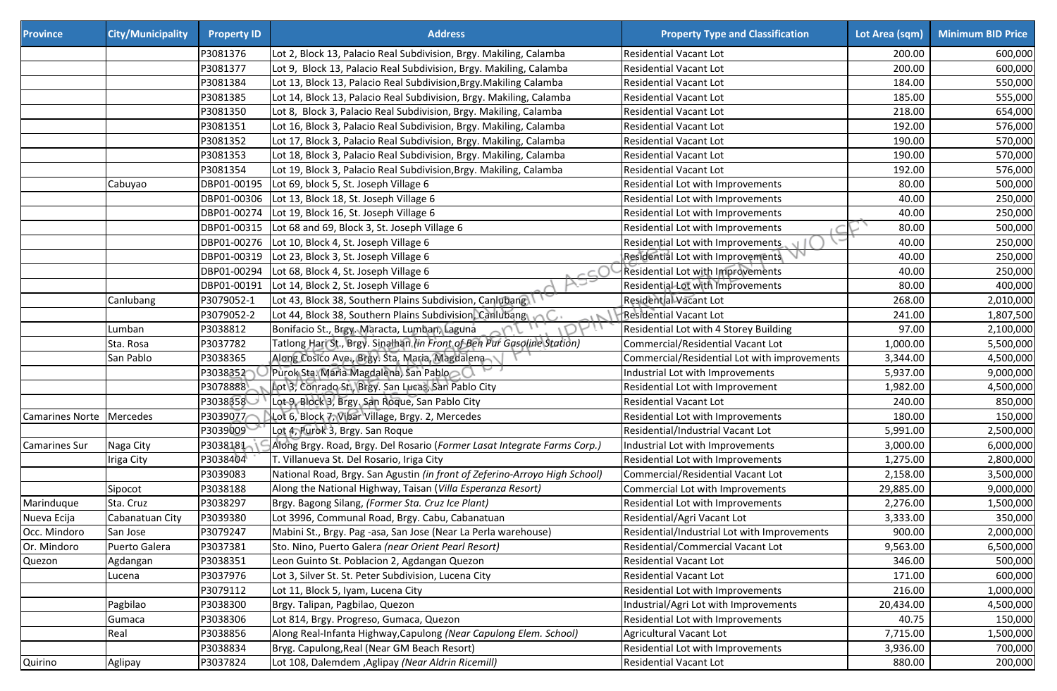| Province | City/Municipality | Property ID | Address | Property Type and Classification | Lot Area (sqm) | Minimum BID Price |
|---|---|---|---|---|---|---|
| | | P3081376 | Lot 2, Block 13, Palacio Real Subdivision, Brgy. Makiling, Calamba | Residential Vacant Lot | 200.00 | 600,000 |
| | | P3081377 | Lot 9, Block 13, Palacio Real Subdivision, Brgy. Makiling, Calamba | Residential Vacant Lot | 200.00 | 600,000 |
| | | P3081384 | Lot 13, Block 13, Palacio Real Subdivision,Brgy.Makiling Calamba | Residential Vacant Lot | 184.00 | 550,000 |
| | | P3081385 | Lot 14, Block 13, Palacio Real Subdivision, Brgy. Makiling, Calamba | Residential Vacant Lot | 185.00 | 555,000 |
| | | P3081350 | Lot 8, Block 3, Palacio Real Subdivision, Brgy. Makiling, Calamba | Residential Vacant Lot | 218.00 | 654,000 |
| | | P3081351 | Lot 16, Block 3, Palacio Real Subdivision, Brgy. Makiling, Calamba | Residential Vacant Lot | 192.00 | 576,000 |
| | | P3081352 | Lot 17, Block 3, Palacio Real Subdivision, Brgy. Makiling, Calamba | Residential Vacant Lot | 190.00 | 570,000 |
| | | P3081353 | Lot 18, Block 3, Palacio Real Subdivision, Brgy. Makiling, Calamba | Residential Vacant Lot | 190.00 | 570,000 |
| | | P3081354 | Lot 19, Block 3, Palacio Real Subdivision,Brgy. Makiling, Calamba | Residential Vacant Lot | 192.00 | 576,000 |
| | Cabuyao | DBP01-00195 | Lot 69, block 5, St. Joseph Village 6 | Residential Lot with Improvements | 80.00 | 500,000 |
| | | DBP01-00306 | Lot 13, Block 18, St. Joseph Village 6 | Residential Lot with Improvements | 40.00 | 250,000 |
| | | DBP01-00274 | Lot 19, Block 16, St. Joseph Village 6 | Residential Lot with Improvements | 40.00 | 250,000 |
| | | DBP01-00315 | Lot 68 and 69, Block 3, St. Joseph Village 6 | Residential Lot with Improvements | 80.00 | 500,000 |
| | | DBP01-00276 | Lot 10, Block 4, St. Joseph Village 6 | Residential Lot with Improvements | 40.00 | 250,000 |
| | | DBP01-00319 | Lot 23, Block 3, St. Joseph Village 6 | Residential Lot with Improvements | 40.00 | 250,000 |
| | | DBP01-00294 | Lot 68, Block 4, St. Joseph Village 6 | Residential Lot with Improvements | 40.00 | 250,000 |
| | | DBP01-00191 | Lot 14, Block 2, St. Joseph Village 6 | Residential Lot with Improvements | 80.00 | 400,000 |
| | Canlubang | P3079052-1 | Lot 43, Block 38, Southern Plains Subdivision, Canlubang | Residential Vacant Lot | 268.00 | 2,010,000 |
| | | P3079052-2 | Lot 44, Block 38, Southern Plains Subdivision, Canlubang | Residential Vacant Lot | 241.00 | 1,807,500 |
| | Lumban | P3038812 | Bonifacio St., Brgy. Maracta, Lumban, Laguna | Residential Lot with 4 Storey Building | 97.00 | 2,100,000 |
| | Sta. Rosa | P3037782 | Tatlong Hari St., Brgy. Sinalhan *(in Front of Ben Pur Gasoline Station)* | Commercial/Residential Vacant Lot | 1,000.00 | 5,500,000 |
| | San Pablo | P3038365 | Along Cosico Ave., Brgy. Sta. Maria, Magdalena | Commercial/Residential Lot with improvements | 3,344.00 | 4,500,000 |
| | | P3038352 | Purok Sta. Maria Magdalena, San Pablo | Industrial Lot with Improvements | 5,937.00 | 9,000,000 |
| | | P3078888 | Lot 3, Conrado St., Brgy. San Lucas, San Pablo City | Residential Lot with Improvement | 1,982.00 | 4,500,000 |
| | | P3038358 | Lot 9, Block 3, Brgy. San Roque, San Pablo City | Residential Vacant Lot | 240.00 | 850,000 |
| Camarines Norte | Mercedes | P3039077 | Lot 6, Block 7, Vibar Village, Brgy. 2, Mercedes | Residential Lot with Improvements | 180.00 | 150,000 |
| | | P3039009 | Lot 4, Purok 3, Brgy. San Roque | Residential/Industrial Vacant Lot | 5,991.00 | 2,500,000 |
| Camarines Sur | Naga City | P3038181 | Along Brgy. Road, Brgy. Del Rosario (*Former Lasat Integrate Farms Corp.)* | Industrial Lot with Improvements | 3,000.00 | 6,000,000 |
| | Iriga City | P3038404 | T. Villanueva St. Del Rosario, Iriga City | Residential Lot with Improvements | 1,275.00 | 2,800,000 |
| | | P3039083 | National Road, Brgy. San Agustin *(in front of Zeferino-Arroyo High School)* | Commercial/Residential Vacant Lot | 2,158.00 | 3,500,000 |
| | Sipocot | P3038188 | Along the National Highway, Taisan (*Villa Esperanza Resort)* | Commercial Lot with Improvements | 29,885.00 | 9,000,000 |
| Marinduque | Sta. Cruz | P3038297 | Brgy. Bagong Silang, *(Former Sta. Cruz Ice Plant)* | Residential Lot with Improvements | 2,276.00 | 1,500,000 |
| Nueva Ecija | Cabanatuan City | P3039380 | Lot 3996, Communal Road, Brgy. Cabu, Cabanatuan | Residential/Agri Vacant Lot | 3,333.00 | 350,000 |
| Occ. Mindoro | San Jose | P3079247 | Mabini St., Brgy. Pag -asa, San Jose (Near La Perla warehouse) | Residential/Industrial Lot with Improvements | 900.00 | 2,000,000 |
| Or. Mindoro | Puerto Galera | P3037381 | Sto. Nino, Puerto Galera *(near Orient Pearl Resort)* | Residential/Commercial Vacant Lot | 9,563.00 | 6,500,000 |
| Quezon | Agdangan | P3038351 | Leon Guinto St. Poblacion 2, Agdangan Quezon | Residential Vacant Lot | 346.00 | 500,000 |
| | Lucena | P3037976 | Lot 3, Silver St. St. Peter Subdivision, Lucena City | Residential Vacant Lot | 171.00 | 600,000 |
| | | P3079112 | Lot 11, Block 5, Iyam, Lucena City | Residential Lot with Improvements | 216.00 | 1,000,000 |
| | Pagbilao | P3038300 | Brgy. Talipan, Pagbilao, Quezon | Industrial/Agri Lot with Improvements | 20,434.00 | 4,500,000 |
| | Gumaca | P3038306 | Lot 814, Brgy. Progreso, Gumaca, Quezon | Residential Lot with Improvements | 40.75 | 150,000 |
| | Real | P3038856 | Along Real-Infanta Highway,Capulong *(Near Capulong Elem. School)* | Agricultural Vacant Lot | 7,715.00 | 1,500,000 |
| | | P3038834 | Bryg. Capulong,Real (Near GM Beach Resort) | Residential Lot with Improvements | 3,936.00 | 700,000 |
| Quirino | Aglipay | P3037824 | Lot 108, Dalemdem ,Aglipay *(Near Aldrin Ricemill)* | Residential Vacant Lot | 880.00 | 200,000 |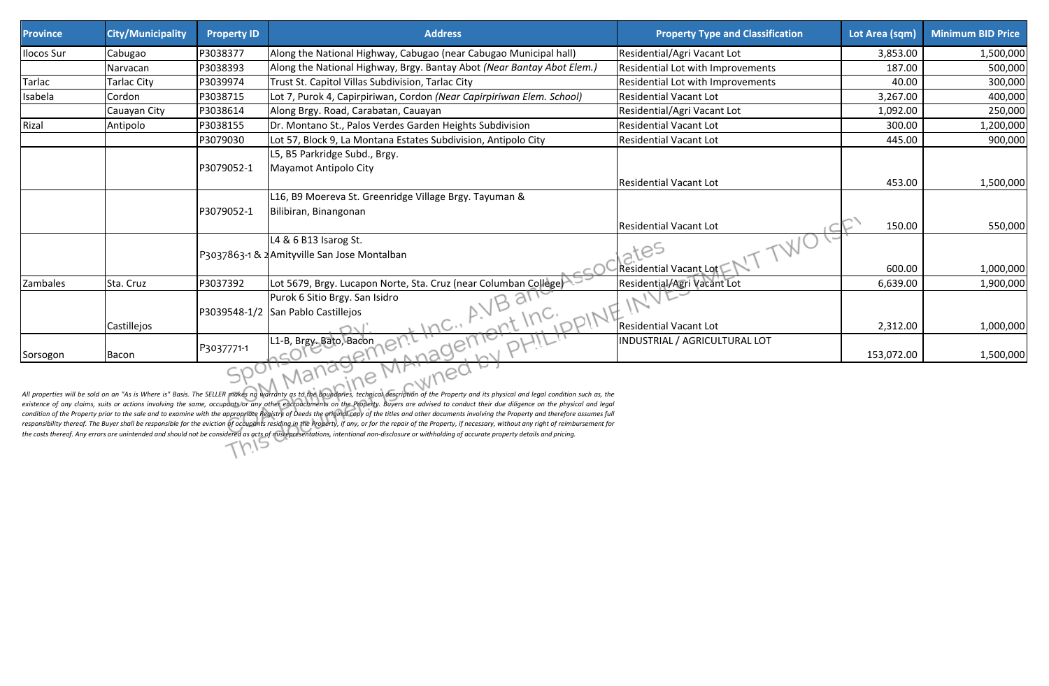| Province | City/Municipality | Property ID | Address | Property Type and Classification | Lot Area (sqm) | Minimum BID Price |
|---|---|---|---|---|---|---|
| Ilocos Sur | Cabugao | P3038377 | Along the National Highway, Cabugao (near Cabugao Municipal hall) | Residential/Agri Vacant Lot | 3,853.00 | 1,500,000 |
| | Narvacan | P3038393 | Along the National Highway, Brgy. Bantay Abot *(Near Bantay Abot Elem.)* | Residential Lot with Improvements | 187.00 | 500,000 |
| Tarlac | Tarlac City | P3039974 | Trust St. Capitol Villas Subdivision, Tarlac City | Residential Lot with Improvements | 40.00 | 300,000 |
| Isabela | Cordon | P3038715 | Lot 7, Purok 4, Capirpiriwan, Cordon *(Near Capirpiriwan Elem. School)* | Residential Vacant Lot | 3,267.00 | 400,000 |
| | Cauayan City | P3038614 | Along Brgy. Road, Carabatan, Cauayan | Residential/Agri Vacant Lot | 1,092.00 | 250,000 |
| Rizal | Antipolo | P3038155 | Dr. Montano St., Palos Verdes Garden Heights Subdivision | Residential Vacant Lot | 300.00 | 1,200,000 |
| | | P3079030 | Lot 57, Block 9, La Montana Estates Subdivision, Antipolo City | Residential Vacant Lot | 445.00 | 900,000 |
| | | P3079052-1 | L5, B5 Parkridge Subd., Brgy. Mayamot Antipolo City | Residential Vacant Lot | 453.00 | 1,500,000 |
| | | P3079052-1 | L16, B9 Moereva St. Greenridge Village Brgy. Tayuman & Bilibiran, Binangonan | Residential Vacant Lot | 150.00 | 550,000 |
| | | P3037863-1 & 2 | L4 & 6 B13 Isarog St. Amityville San Jose Montalban | Residential Vacant Lot | 600.00 | 1,000,000 |
| Zambales | Sta. Cruz | P3037392 | Lot 5679, Brgy. Lucapon Norte, Sta. Cruz (near Columban College) | Residential/Agri Vacant Lot | 6,639.00 | 1,900,000 |
| | Castillejos | P3039548-1/2 | Purok 6 Sitio Brgy. San Isidro San Pablo Castillejos | Residential Vacant Lot | 2,312.00 | 1,000,000 |
| Sorsogon | Bacon | P3037771-1 | L1-B, Brgy. Bato, Bacon | INDUSTRIAL / AGRICULTURAL LOT | 153,072.00 | 1,500,000 |

*All properties will be sold on an "As is Where is" Basis. The SELLER makes no warranty as to the boundaries, technical description of the Property and its physical and legal condition such as, the existence of any claims, suits or actions involving the same, occupants or any other encroachments on the Property. Buyers are advised to conduct their due diligence on the physical and legal condition of the Property prior to the sale and to examine with the appropriate Registry of Deeds the original copy of the titles and other documents involving the Property and therefore assumes full responsibility thereof. The Buyer shall be responsible for the eviction of occupants residing in the Property, if any, or for the repair of the Property, if necessary, without any right of reimbursement for the costs thereof. Any errors are unintended and should not be considered as acts of misrepresentations, intentional non-disclosure or withholding of accurate property details and pricing.*